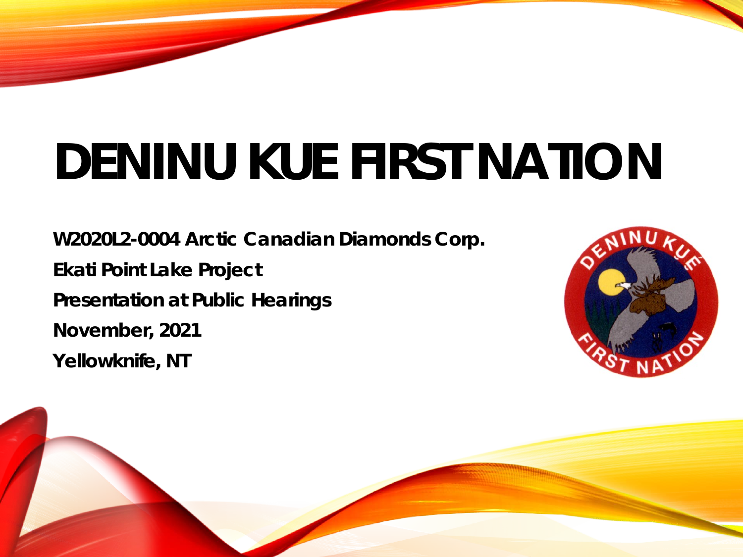# DENINU KUE FIRST NATION

**W2020L2-0004 Arctic Canadian Diamonds Corp.**

**Ekati Point Lake Project**

**Presentation at Public Hearings**

**November, 2021**

**Yellowknife, NT**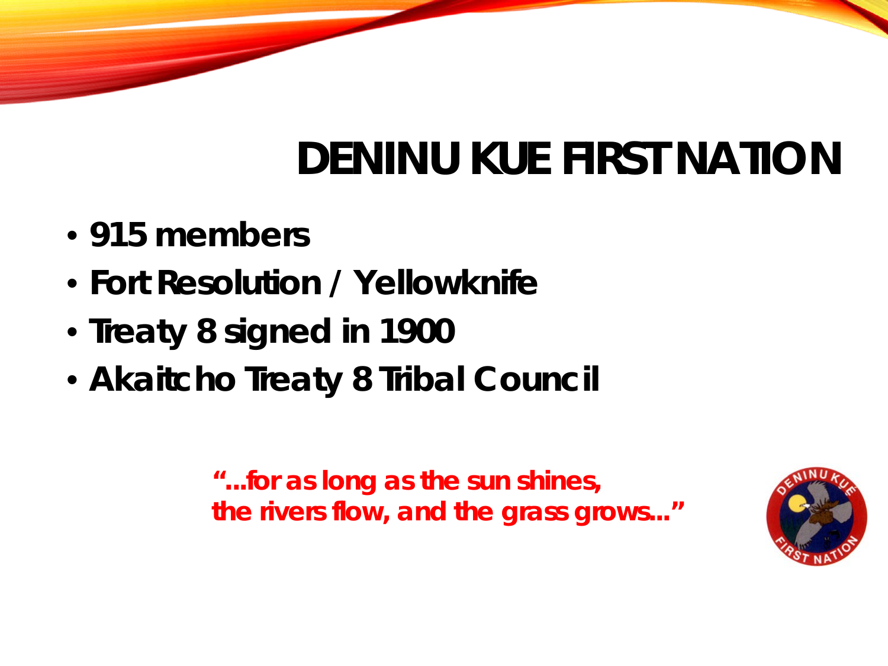# DENINU KUE FIRST NATION

- **915 members**
- **Fort Resolution / Yellowknife**
- **Treaty 8 signed in 1900**
- **Akaitcho Treaty 8 Tribal Council**

***"...for as long as the sun shines, the rivers flow, and the grass grows..."***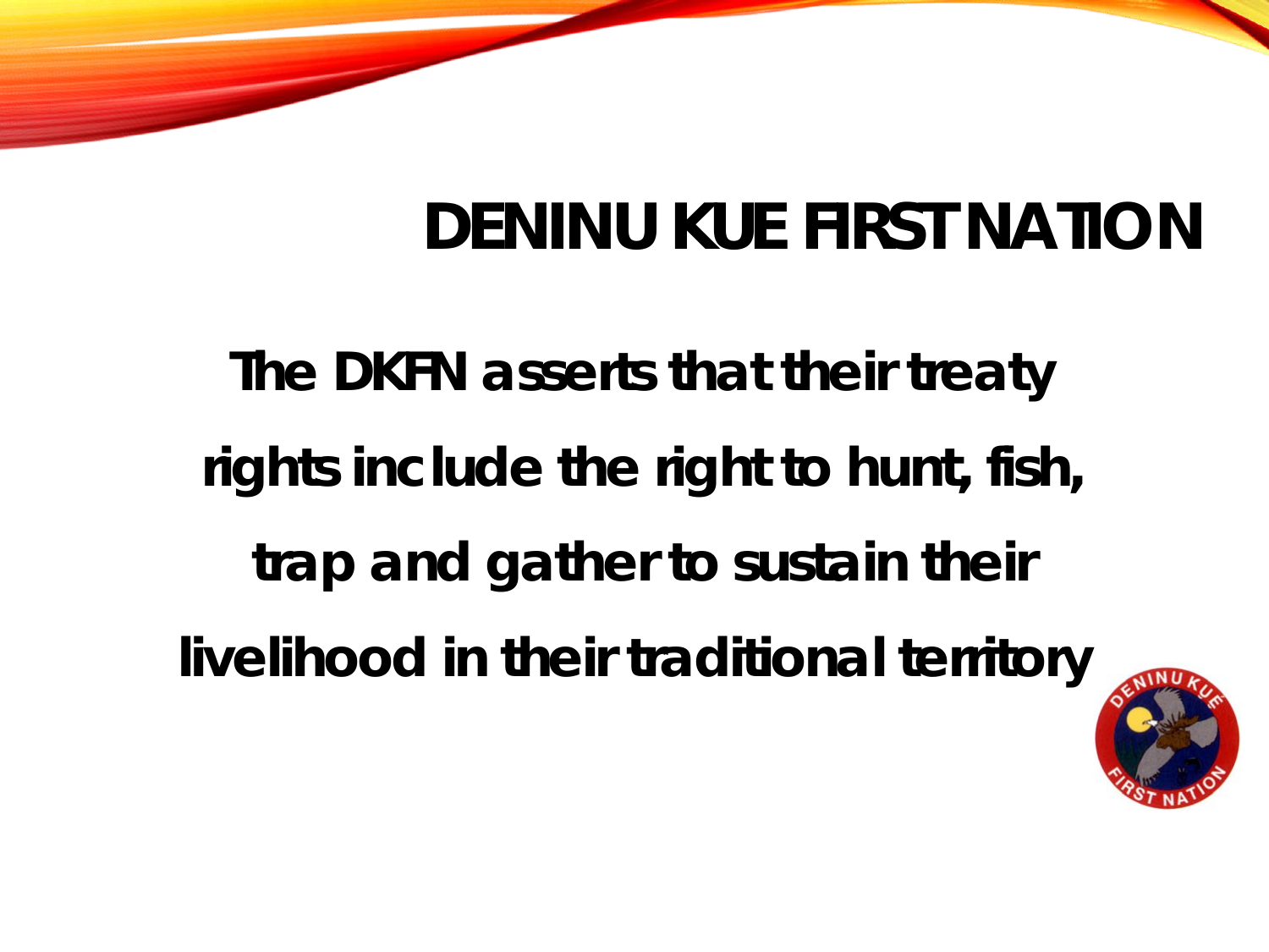# DENINU KUE FIRST NATION

**The DKFN asserts that their treaty rights include the right to hunt, fish, trap and gather to sustain their livelihood in their traditional territory**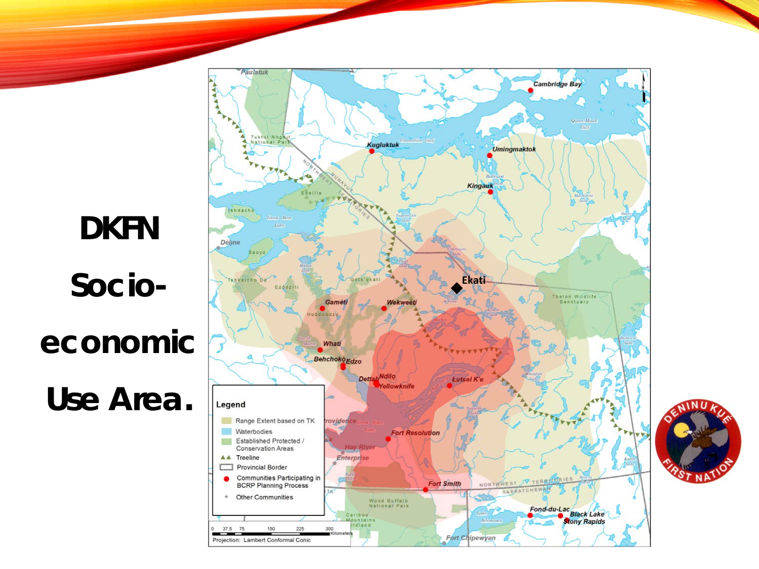# DKFN Socio-economic Use Area.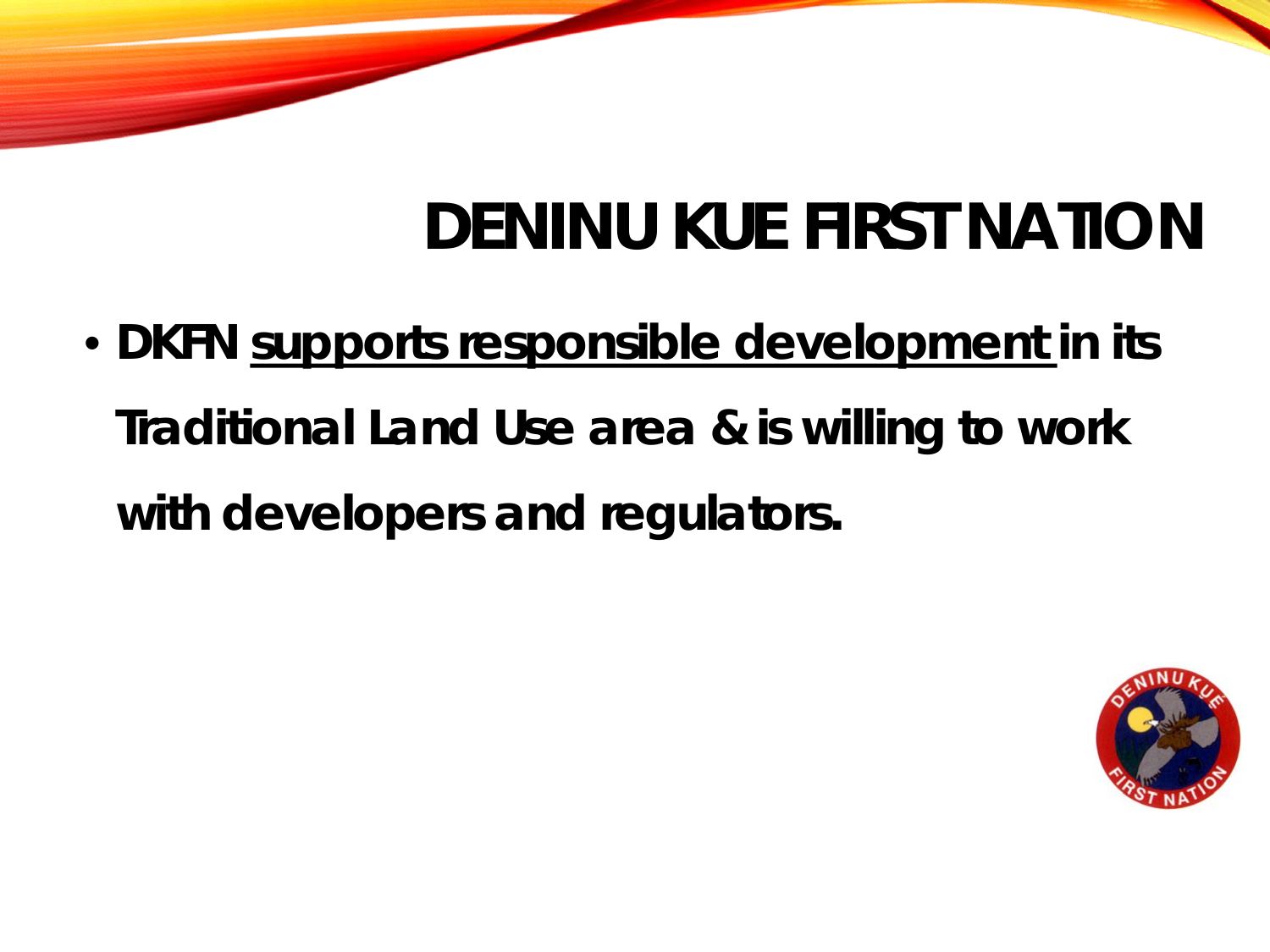# DENINU KUE FIRST NATION

- **DKFN <u>supports responsible development</u> in its Traditional Land Use area & is willing to work with developers and regulators.**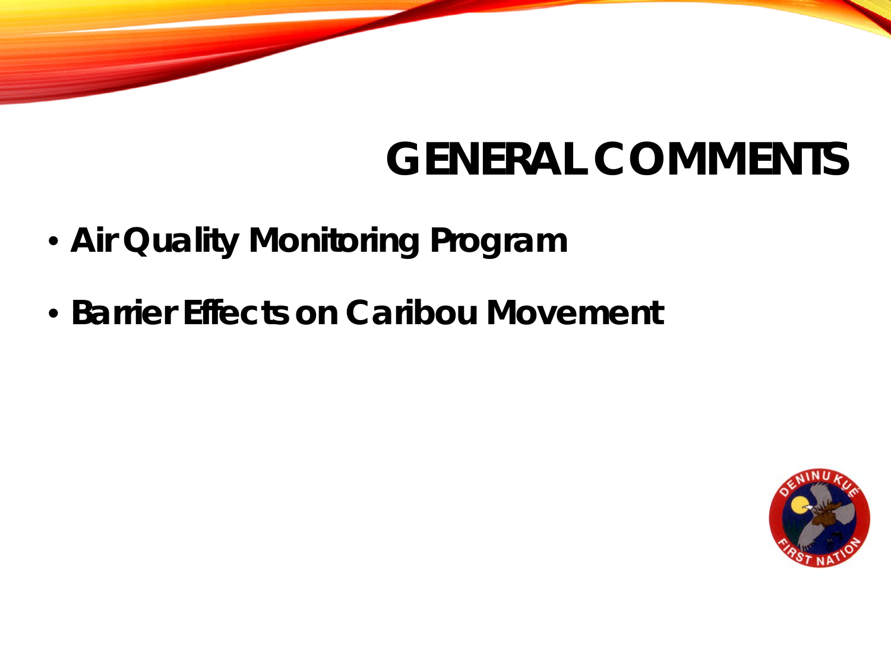# GENERAL COMMENTS

- Air Quality Monitoring Program
- Barrier Effects on Caribou Movement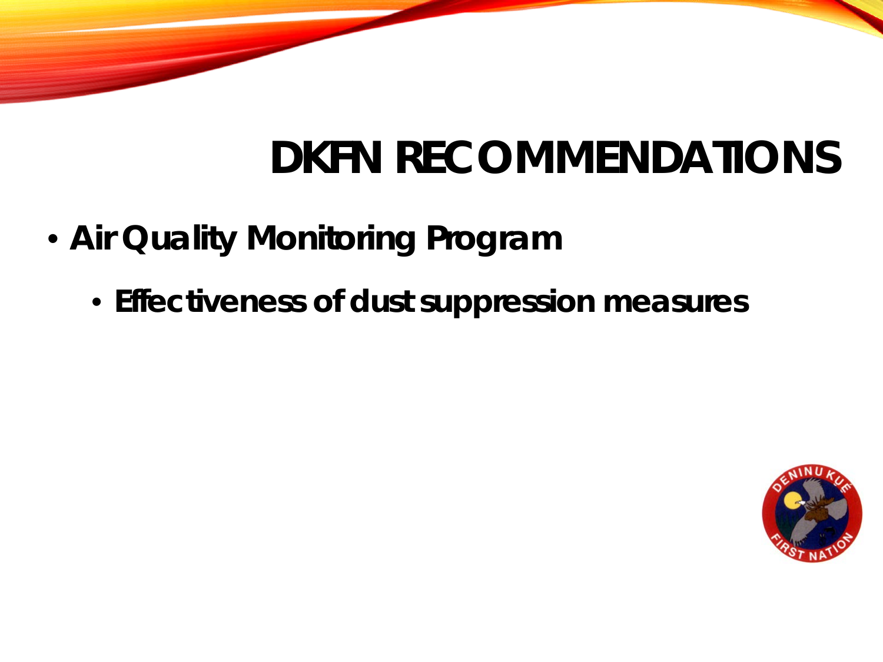# DKFN RECOMMENDATIONS

- **Air Quality Monitoring Program**
  - **Effectiveness of dust suppression measures**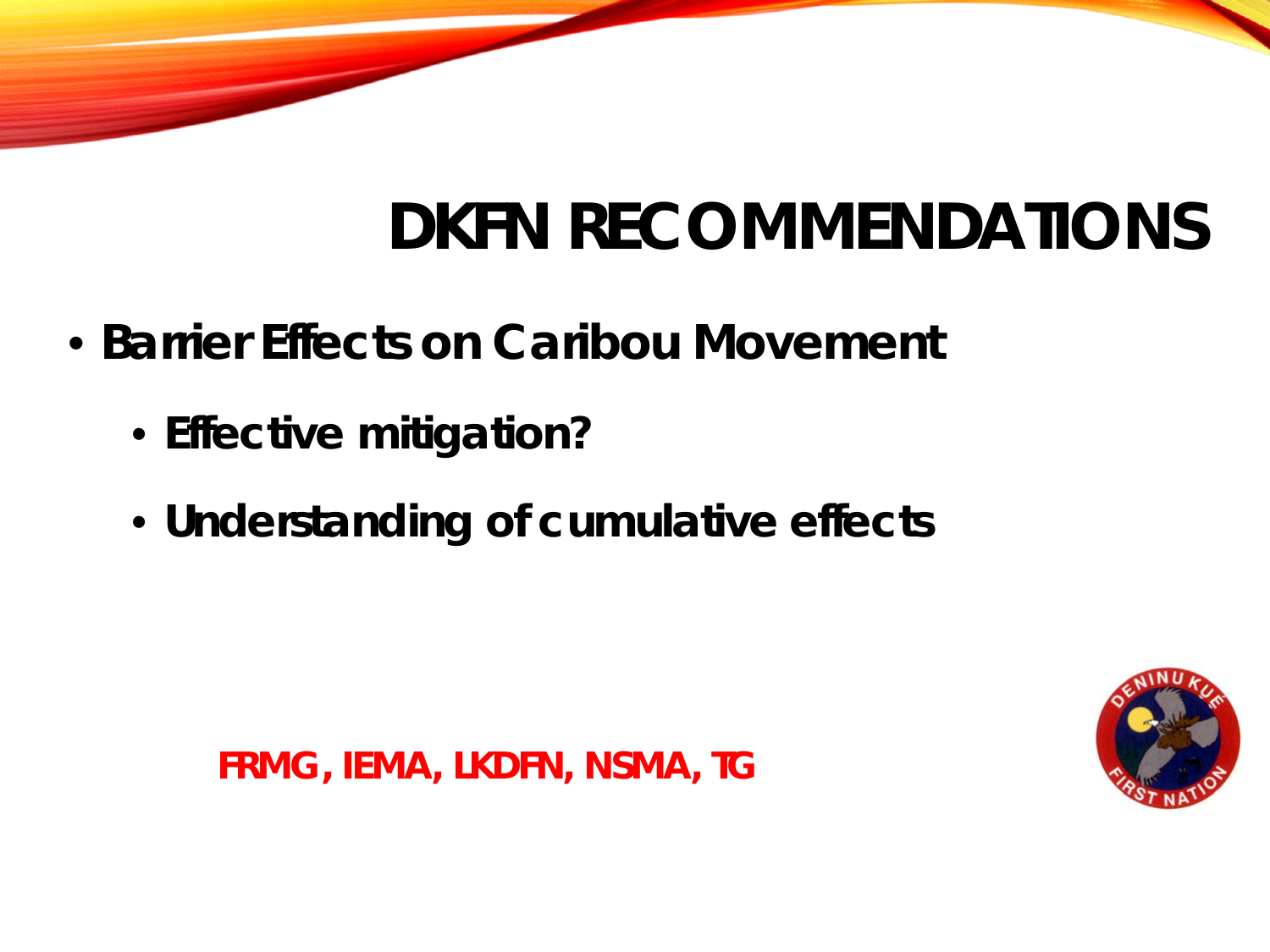# DKFN RECOMMENDATIONS

- **Barrier Effects on Caribou Movement**
  - **Effective mitigation?**
  - **Understanding of cumulative effects**

**FRMG, IEMA, LKDFN, NSMA, TG**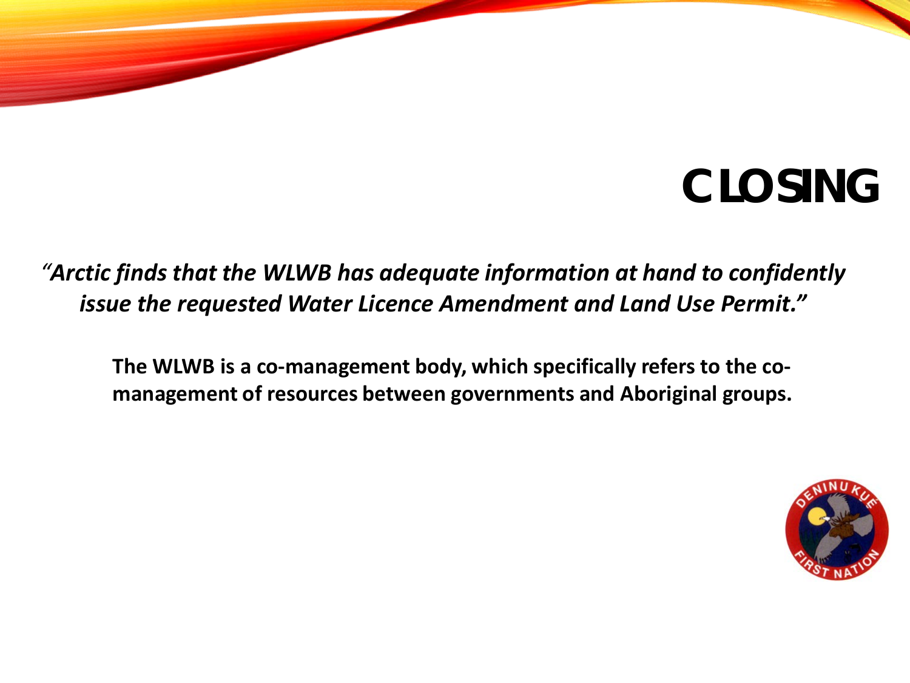# CLOSING

*"Arctic finds that the WLWB has adequate information at hand to confidently issue the requested Water Licence Amendment and Land Use Permit."*

**The WLWB is a co-management body, which specifically refers to the co-management of resources between governments and Aboriginal groups.**